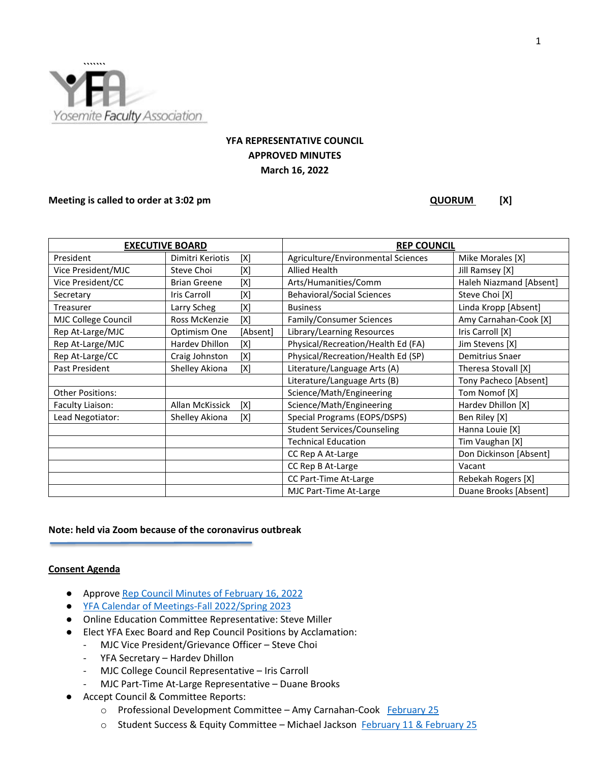Yosemite Faculty Association

# YFA REPRESENTATIVE COUNCIL
## APPROVED MINUTES
## March 16, 2022

**Meeting is called to order at 3:02 pm** **QUORUM [X]**

| EXECUTIVE BOARD | | | REP COUNCIL | |
|---|---|---|---|---|
| President | Dimitri Keriotis | [X] | Agriculture/Environmental Sciences | Mike Morales [X] |
| Vice President/MJC | Steve Choi | [X] | Allied Health | Jill Ramsey [X] |
| Vice President/CC | Brian Greene | [X] | Arts/Humanities/Comm | Haleh Niazmand [Absent] |
| Secretary | Iris Carroll | [X] | Behavioral/Social Sciences | Steve Choi [X] |
| Treasurer | Larry Scheg | [X] | Business | Linda Kropp [Absent] |
| MJC College Council | Ross McKenzie | [X] | Family/Consumer Sciences | Amy Carnahan-Cook [X] |
| Rep At-Large/MJC | Optimism One | [Absent] | Library/Learning Resources | Iris Carroll [X] |
| Rep At-Large/MJC | Hardev Dhillon | [X] | Physical/Recreation/Health Ed (FA) | Jim Stevens [X] |
| Rep At-Large/CC | Craig Johnston | [X] | Physical/Recreation/Health Ed (SP) | Demitrius Snaer |
| Past President | Shelley Akiona | [X] | Literature/Language Arts (A) | Theresa Stovall [X] |
| | | | Literature/Language Arts (B) | Tony Pacheco [Absent] |
| Other Positions: | | | Science/Math/Engineering | Tom Nomof [X] |
| Faculty Liaison: | Allan McKissick | [X] | Science/Math/Engineering | Hardev Dhillon [X] |
| Lead Negotiator: | Shelley Akiona | [X] | Special Programs (EOPS/DSPS) | Ben Riley [X] |
| | | | Student Services/Counseling | Hanna Louie [X] |
| | | | Technical Education | Tim Vaughan [X] |
| | | | CC Rep A At-Large | Don Dickinson [Absent] |
| | | | CC Rep B At-Large | Vacant |
| | | | CC Part-Time At-Large | Rebekah Rogers [X] |
| | | | MJC Part-Time At-Large | Duane Brooks [Absent] |

**Note: held via Zoom because of the coronavirus outbreak**

## Consent Agenda

- Approve Rep Council Minutes of February 16, 2022
- YFA Calendar of Meetings-Fall 2022/Spring 2023
- Online Education Committee Representative: Steve Miller
- Elect YFA Exec Board and Rep Council Positions by Acclamation:
  - MJC Vice President/Grievance Officer – Steve Choi
  - YFA Secretary – Hardev Dhillon
  - MJC College Council Representative – Iris Carroll
  - MJC Part-Time At-Large Representative – Duane Brooks
- Accept Council & Committee Reports:
  - Professional Development Committee – Amy Carnahan-Cook February 25
  - Student Success & Equity Committee – Michael Jackson February 11 & February 25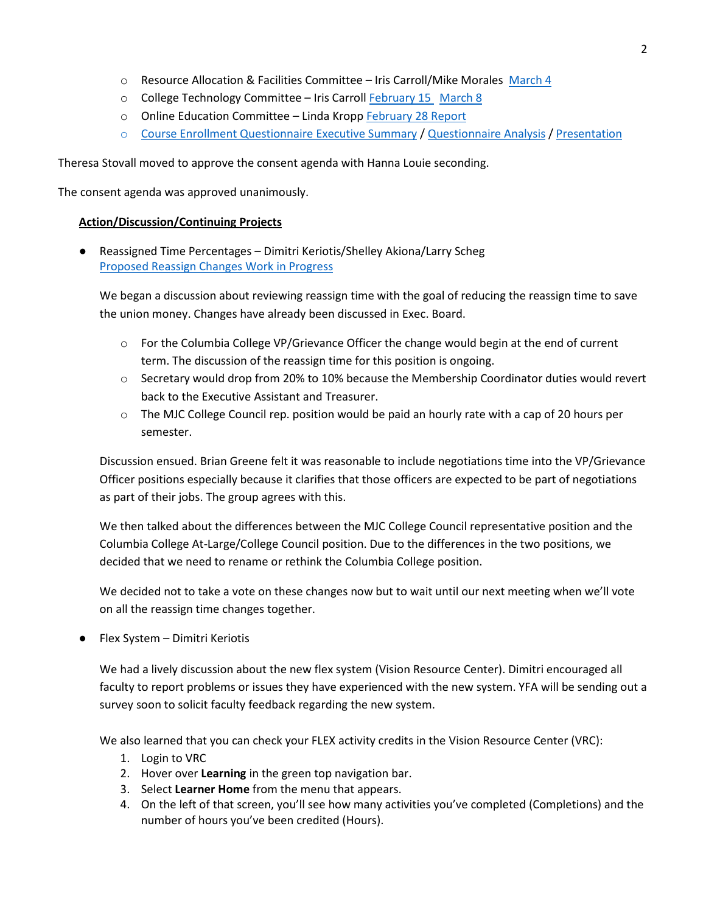- Resource Allocation & Facilities Committee – Iris Carroll/Mike Morales [March 4]
- College Technology Committee – Iris Carroll [February 15] [March 8]
- Online Education Committee – Linda Kropp [February 28 Report]
- [Course Enrollment Questionnaire Executive Summary] / [Questionnaire Analysis] / [Presentation]

Theresa Stovall moved to approve the consent agenda with Hanna Louie seconding.

The consent agenda was approved unanimously.

**Action/Discussion/Continuing Projects**

- Reassigned Time Percentages – Dimitri Keriotis/Shelley Akiona/Larry Scheg
  [Proposed Reassign Changes Work in Progress]

  We began a discussion about reviewing reassign time with the goal of reducing the reassign time to save the union money. Changes have already been discussed in Exec. Board.

  - For the Columbia College VP/Grievance Officer the change would begin at the end of current term. The discussion of the reassign time for this position is ongoing.
  - Secretary would drop from 20% to 10% because the Membership Coordinator duties would revert back to the Executive Assistant and Treasurer.
  - The MJC College Council rep. position would be paid an hourly rate with a cap of 20 hours per semester.

  Discussion ensued. Brian Greene felt it was reasonable to include negotiations time into the VP/Grievance Officer positions especially because it clarifies that those officers are expected to be part of negotiations as part of their jobs. The group agrees with this.

  We then talked about the differences between the MJC College Council representative position and the Columbia College At-Large/College Council position. Due to the differences in the two positions, we decided that we need to rename or rethink the Columbia College position.

  We decided not to take a vote on these changes now but to wait until our next meeting when we'll vote on all the reassign time changes together.

- Flex System – Dimitri Keriotis

  We had a lively discussion about the new flex system (Vision Resource Center). Dimitri encouraged all faculty to report problems or issues they have experienced with the new system. YFA will be sending out a survey soon to solicit faculty feedback regarding the new system.

  We also learned that you can check your FLEX activity credits in the Vision Resource Center (VRC):

  1. Login to VRC
  2. Hover over **Learning** in the green top navigation bar.
  3. Select **Learner Home** from the menu that appears.
  4. On the left of that screen, you'll see how many activities you've completed (Completions) and the number of hours you've been credited (Hours).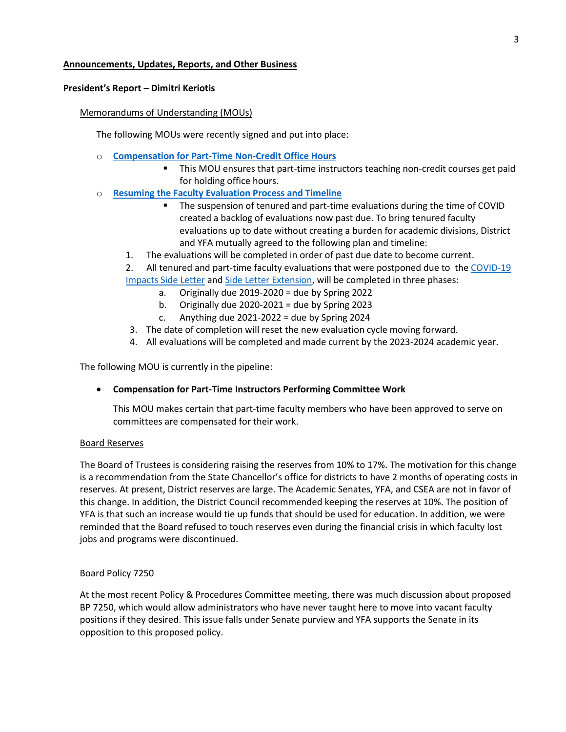**Announcements, Updates, Reports, and Other Business**

**President's Report – Dimitri Keriotis**

Memorandums of Understanding (MOUs)

The following MOUs were recently signed and put into place:

- **Compensation for Part-Time Non-Credit Office Hours**
  - This MOU ensures that part-time instructors teaching non-credit courses get paid for holding office hours.
- **Resuming the Faculty Evaluation Process and Timeline**
  - The suspension of tenured and part-time evaluations during the time of COVID created a backlog of evaluations now past due. To bring tenured faculty evaluations up to date without creating a burden for academic divisions, District and YFA mutually agreed to the following plan and timeline:

1. The evaluations will be completed in order of past due date to become current.
2. All tenured and part-time faculty evaluations that were postponed due to the COVID-19 Impacts Side Letter and Side Letter Extension, will be completed in three phases:
    a. Originally due 2019-2020 = due by Spring 2022
    b. Originally due 2020-2021 = due by Spring 2023
    c. Anything due 2021-2022 = due by Spring 2024
3. The date of completion will reset the new evaluation cycle moving forward.
4. All evaluations will be completed and made current by the 2023-2024 academic year.

The following MOU is currently in the pipeline:

- **Compensation for Part-Time Instructors Performing Committee Work**

  This MOU makes certain that part-time faculty members who have been approved to serve on committees are compensated for their work.

Board Reserves

The Board of Trustees is considering raising the reserves from 10% to 17%. The motivation for this change is a recommendation from the State Chancellor's office for districts to have 2 months of operating costs in reserves. At present, District reserves are large. The Academic Senates, YFA, and CSEA are not in favor of this change. In addition, the District Council recommended keeping the reserves at 10%. The position of YFA is that such an increase would tie up funds that should be used for education. In addition, we were reminded that the Board refused to touch reserves even during the financial crisis in which faculty lost jobs and programs were discontinued.

Board Policy 7250

At the most recent Policy & Procedures Committee meeting, there was much discussion about proposed BP 7250, which would allow administrators who have never taught here to move into vacant faculty positions if they desired. This issue falls under Senate purview and YFA supports the Senate in its opposition to this proposed policy.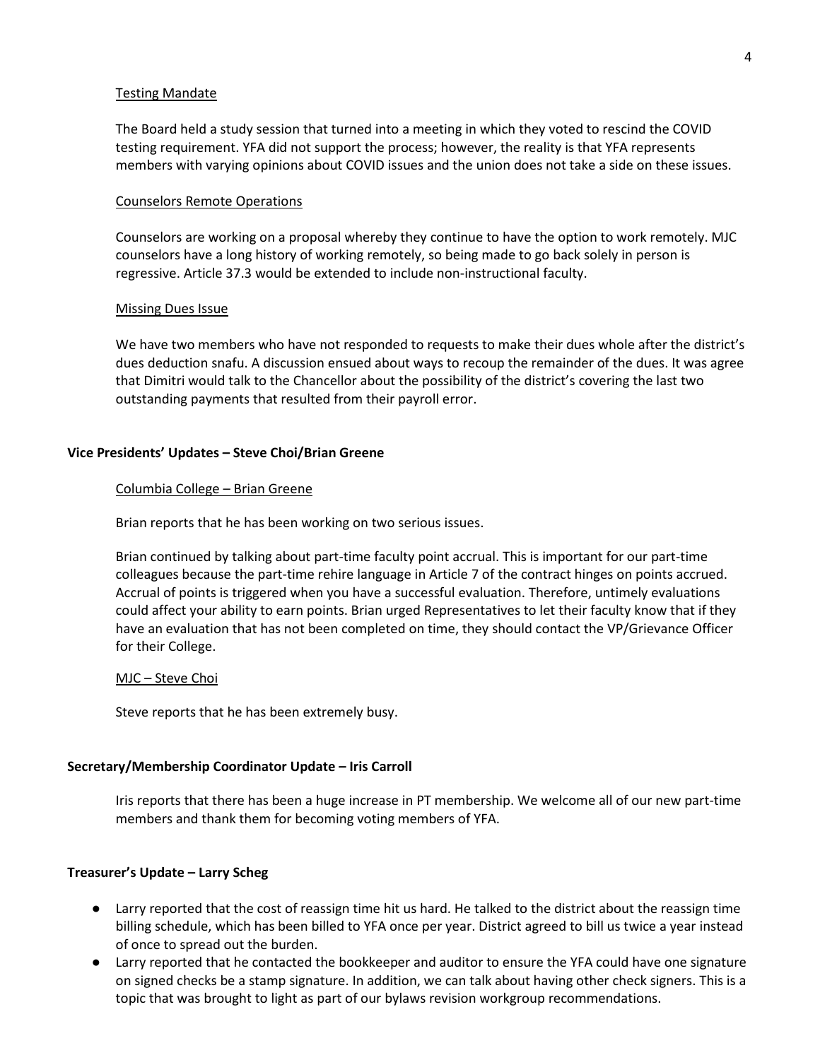Testing Mandate

The Board held a study session that turned into a meeting in which they voted to rescind the COVID testing requirement. YFA did not support the process; however, the reality is that YFA represents members with varying opinions about COVID issues and the union does not take a side on these issues.

Counselors Remote Operations

Counselors are working on a proposal whereby they continue to have the option to work remotely. MJC counselors have a long history of working remotely, so being made to go back solely in person is regressive. Article 37.3 would be extended to include non-instructional faculty.

Missing Dues Issue

We have two members who have not responded to requests to make their dues whole after the district's dues deduction snafu. A discussion ensued about ways to recoup the remainder of the dues. It was agree that Dimitri would talk to the Chancellor about the possibility of the district's covering the last two outstanding payments that resulted from their payroll error.

**Vice Presidents' Updates – Steve Choi/Brian Greene**

Columbia College – Brian Greene

Brian reports that he has been working on two serious issues.

Brian continued by talking about part-time faculty point accrual. This is important for our part-time colleagues because the part-time rehire language in Article 7 of the contract hinges on points accrued. Accrual of points is triggered when you have a successful evaluation. Therefore, untimely evaluations could affect your ability to earn points. Brian urged Representatives to let their faculty know that if they have an evaluation that has not been completed on time, they should contact the VP/Grievance Officer for their College.

MJC – Steve Choi

Steve reports that he has been extremely busy.

**Secretary/Membership Coordinator Update – Iris Carroll**

Iris reports that there has been a huge increase in PT membership. We welcome all of our new part-time members and thank them for becoming voting members of YFA.

**Treasurer's Update – Larry Scheg**

- Larry reported that the cost of reassign time hit us hard. He talked to the district about the reassign time billing schedule, which has been billed to YFA once per year. District agreed to bill us twice a year instead of once to spread out the burden.
- Larry reported that he contacted the bookkeeper and auditor to ensure the YFA could have one signature on signed checks be a stamp signature. In addition, we can talk about having other check signers. This is a topic that was brought to light as part of our bylaws revision workgroup recommendations.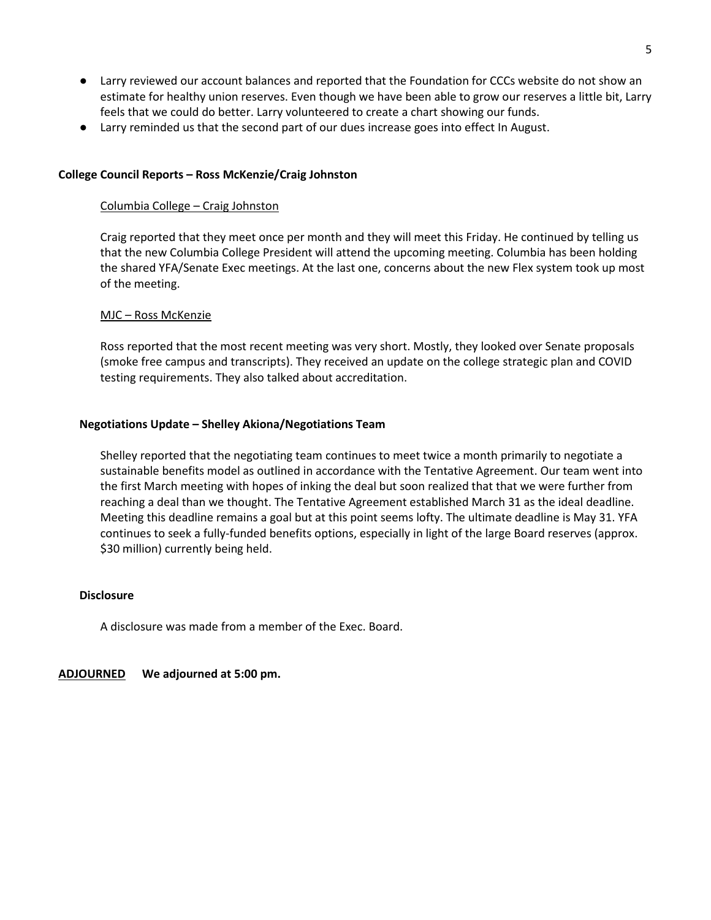- Larry reviewed our account balances and reported that the Foundation for CCCs website do not show an estimate for healthy union reserves. Even though we have been able to grow our reserves a little bit, Larry feels that we could do better. Larry volunteered to create a chart showing our funds.
- Larry reminded us that the second part of our dues increase goes into effect In August.

**College Council Reports – Ross McKenzie/Craig Johnston**

<u>Columbia College – Craig Johnston</u>

Craig reported that they meet once per month and they will meet this Friday. He continued by telling us that the new Columbia College President will attend the upcoming meeting. Columbia has been holding the shared YFA/Senate Exec meetings. At the last one, concerns about the new Flex system took up most of the meeting.

<u>MJC – Ross McKenzie</u>

Ross reported that the most recent meeting was very short. Mostly, they looked over Senate proposals (smoke free campus and transcripts). They received an update on the college strategic plan and COVID testing requirements. They also talked about accreditation.

**Negotiations Update – Shelley Akiona/Negotiations Team**

Shelley reported that the negotiating team continues to meet twice a month primarily to negotiate a sustainable benefits model as outlined in accordance with the Tentative Agreement. Our team went into the first March meeting with hopes of inking the deal but soon realized that that we were further from reaching a deal than we thought. The Tentative Agreement established March 31 as the ideal deadline. Meeting this deadline remains a goal but at this point seems lofty. The ultimate deadline is May 31. YFA continues to seek a fully-funded benefits options, especially in light of the large Board reserves (approx. $30 million) currently being held.

**Disclosure**

A disclosure was made from a member of the Exec. Board.

**<u>ADJOURNED</u>** **We adjourned at 5:00 pm.**